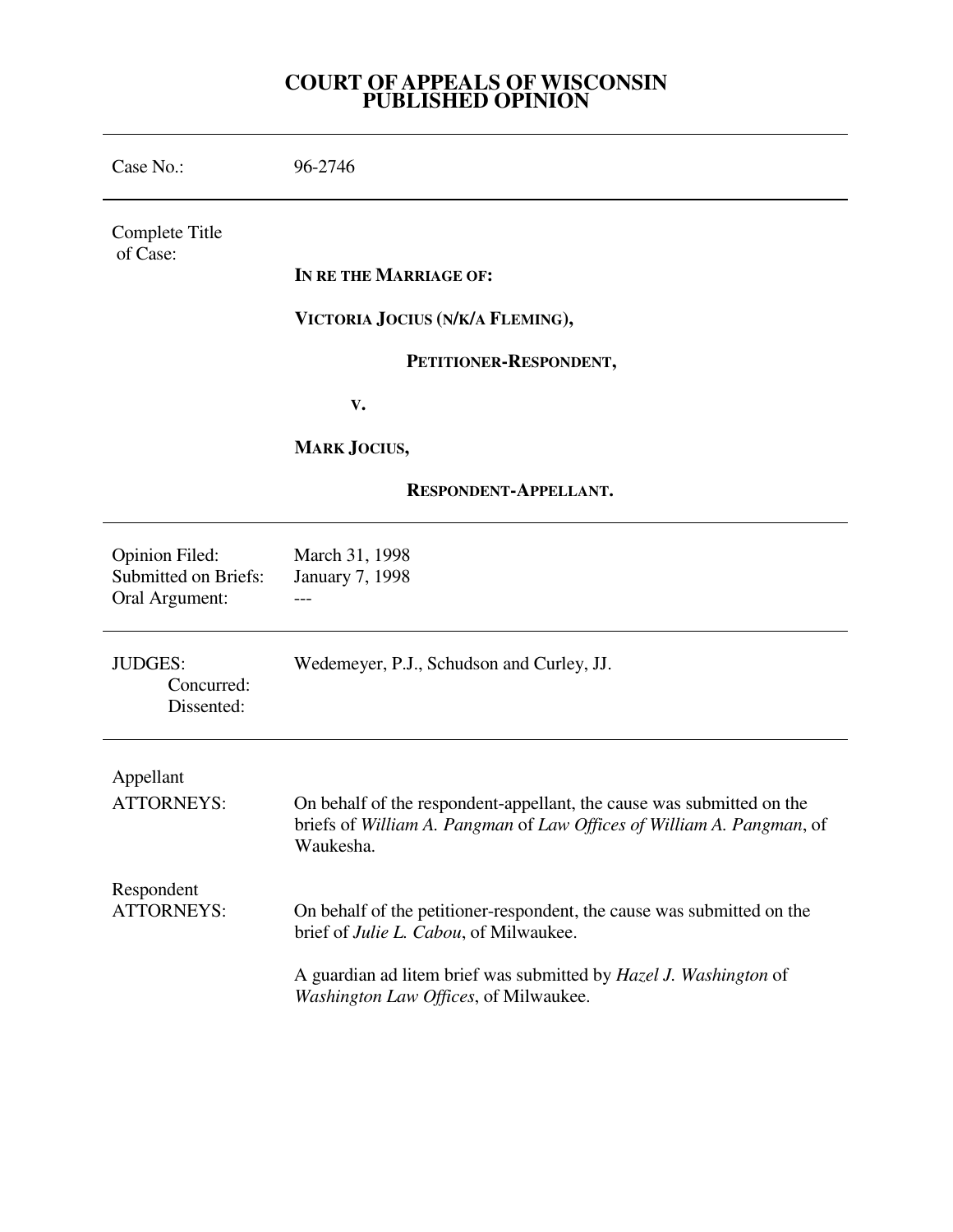# COURT OF APPEALS OF WISCONSIN
# PUBLISHED OPINION

---

| | |
|---|---|
| Case No.: | 96-2746 |

---

Complete Title of Case:

**IN RE THE MARRIAGE OF:**

**VICTORIA JOCIUS (N/K/A FLEMING),**

**PETITIONER-RESPONDENT,**

**V.**

**MARK JOCIUS,**

**RESPONDENT-APPELLANT.**

---

| | |
|---|---|
| Opinion Filed: | March 31, 1998 |
| Submitted on Briefs: | January 7, 1998 |
| Oral Argument: | --- |

---

| | |
|---|---|
| JUDGES: | Wedemeyer, P.J., Schudson and Curley, JJ. |
| Concurred: | |
| Dissented: | |

---

Appellant
ATTORNEYS: On behalf of the respondent-appellant, the cause was submitted on the briefs of *William A. Pangman* of *Law Offices of William A. Pangman*, of Waukesha.

Respondent
ATTORNEYS: On behalf of the petitioner-respondent, the cause was submitted on the brief of *Julie L. Cabou*, of Milwaukee.

A guardian ad litem brief was submitted by *Hazel J. Washington* of *Washington Law Offices*, of Milwaukee.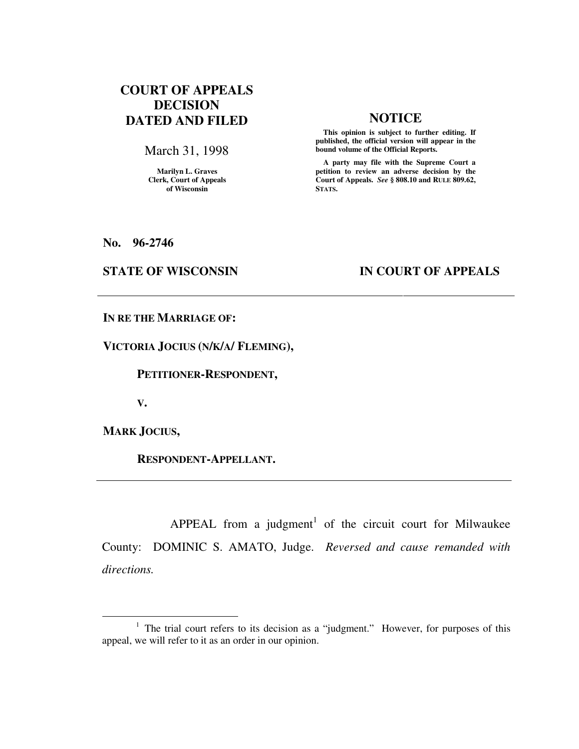**COURT OF APPEALS DECISION DATED AND FILED**

March 31, 1998

**Marilyn L. Graves**
**Clerk, Court of Appeals of Wisconsin**

**NOTICE**

**This opinion is subject to further editing. If published, the official version will appear in the bound volume of the Official Reports.**

**A party may file with the Supreme Court a petition to review an adverse decision by the Court of Appeals.** ***See*** **§ 808.10 and RULE 809.62, STATS.**

**No. 96-2746**

**STATE OF WISCONSIN** **IN COURT OF APPEALS**

---

**IN RE THE MARRIAGE OF:**

**VICTORIA JOCIUS (N/K/A/ FLEMING),**

**PETITIONER-RESPONDENT,**

**V.**

**MARK JOCIUS,**

**RESPONDENT-APPELLANT.**

---

APPEAL from a judgment[1] of the circuit court for Milwaukee County: DOMINIC S. AMATO, Judge. *Reversed and cause remanded with directions.*

---

[1] The trial court refers to its decision as a "judgment." However, for purposes of this appeal, we will refer to it as an order in our opinion.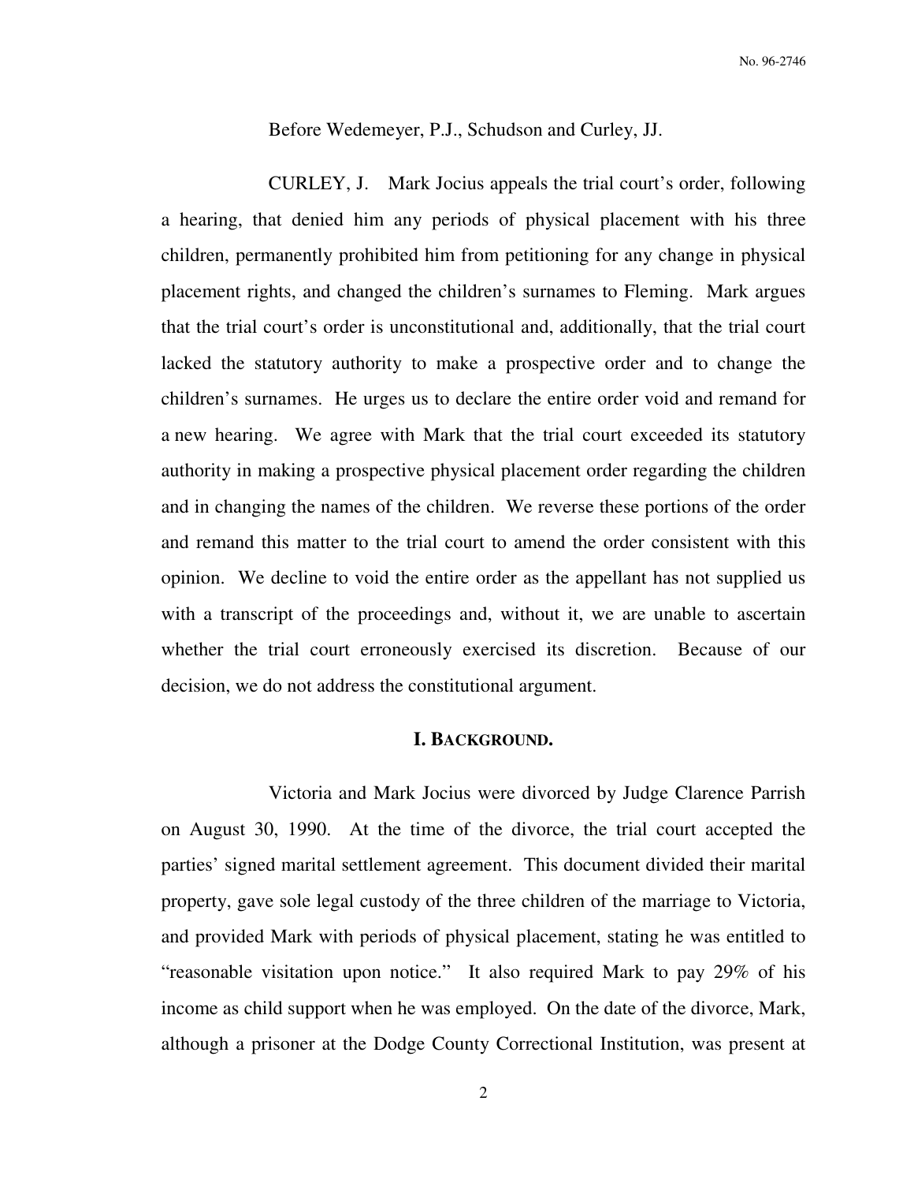Before Wedemeyer, P.J., Schudson and Curley, JJ.

CURLEY, J. Mark Jocius appeals the trial court's order, following a hearing, that denied him any periods of physical placement with his three children, permanently prohibited him from petitioning for any change in physical placement rights, and changed the children's surnames to Fleming. Mark argues that the trial court's order is unconstitutional and, additionally, that the trial court lacked the statutory authority to make a prospective order and to change the children's surnames. He urges us to declare the entire order void and remand for a new hearing. We agree with Mark that the trial court exceeded its statutory authority in making a prospective physical placement order regarding the children and in changing the names of the children. We reverse these portions of the order and remand this matter to the trial court to amend the order consistent with this opinion. We decline to void the entire order as the appellant has not supplied us with a transcript of the proceedings and, without it, we are unable to ascertain whether the trial court erroneously exercised its discretion. Because of our decision, we do not address the constitutional argument.

## I. BACKGROUND.

Victoria and Mark Jocius were divorced by Judge Clarence Parrish on August 30, 1990. At the time of the divorce, the trial court accepted the parties' signed marital settlement agreement. This document divided their marital property, gave sole legal custody of the three children of the marriage to Victoria, and provided Mark with periods of physical placement, stating he was entitled to "reasonable visitation upon notice." It also required Mark to pay 29% of his income as child support when he was employed. On the date of the divorce, Mark, although a prisoner at the Dodge County Correctional Institution, was present at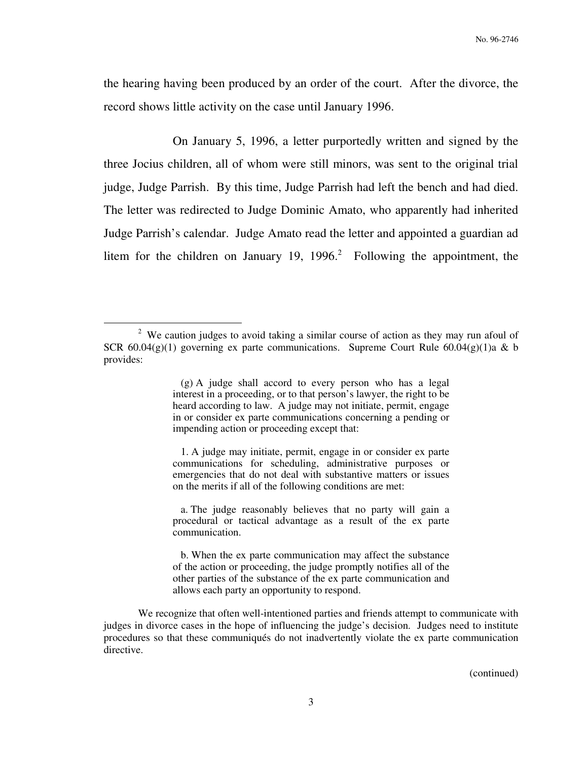the hearing having been produced by an order of the court. After the divorce, the record shows little activity on the case until January 1996.

On January 5, 1996, a letter purportedly written and signed by the three Jocius children, all of whom were still minors, was sent to the original trial judge, Judge Parrish. By this time, Judge Parrish had left the bench and had died. The letter was redirected to Judge Dominic Amato, who apparently had inherited Judge Parrish's calendar. Judge Amato read the letter and appointed a guardian ad litem for the children on January 19, 1996.[2] Following the appointment, the

---

[2] We caution judges to avoid taking a similar course of action as they may run afoul of SCR 60.04(g)(1) governing ex parte communications. Supreme Court Rule 60.04(g)(1)a & b provides:

> (g) A judge shall accord to every person who has a legal interest in a proceeding, or to that person's lawyer, the right to be heard according to law. A judge may not initiate, permit, engage in or consider ex parte communications concerning a pending or impending action or proceeding except that:
>
> 1. A judge may initiate, permit, engage in or consider ex parte communications for scheduling, administrative purposes or emergencies that do not deal with substantive matters or issues on the merits if all of the following conditions are met:
>
> a. The judge reasonably believes that no party will gain a procedural or tactical advantage as a result of the ex parte communication.
>
> b. When the ex parte communication may affect the substance of the action or proceeding, the judge promptly notifies all of the other parties of the substance of the ex parte communication and allows each party an opportunity to respond.

We recognize that often well-intentioned parties and friends attempt to communicate with judges in divorce cases in the hope of influencing the judge's decision. Judges need to institute procedures so that these communiqués do not inadvertently violate the ex parte communication directive.

(continued)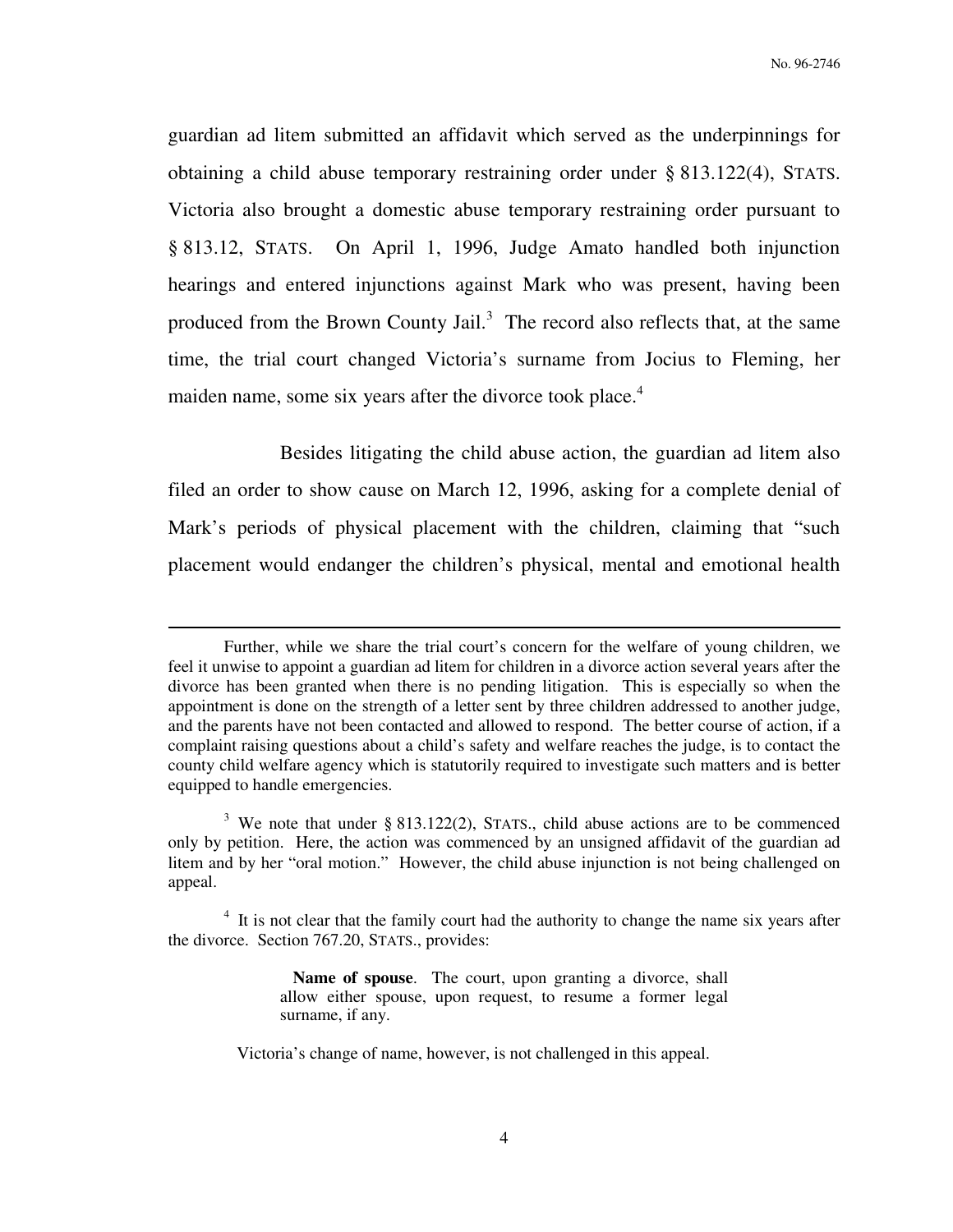guardian ad litem submitted an affidavit which served as the underpinnings for obtaining a child abuse temporary restraining order under § 813.122(4), STATS. Victoria also brought a domestic abuse temporary restraining order pursuant to § 813.12, STATS. On April 1, 1996, Judge Amato handled both injunction hearings and entered injunctions against Mark who was present, having been produced from the Brown County Jail.[3] The record also reflects that, at the same time, the trial court changed Victoria's surname from Jocius to Fleming, her maiden name, some six years after the divorce took place.[4]

Besides litigating the child abuse action, the guardian ad litem also filed an order to show cause on March 12, 1996, asking for a complete denial of Mark's periods of physical placement with the children, claiming that "such placement would endanger the children's physical, mental and emotional health

---

Further, while we share the trial court's concern for the welfare of young children, we feel it unwise to appoint a guardian ad litem for children in a divorce action several years after the divorce has been granted when there is no pending litigation. This is especially so when the appointment is done on the strength of a letter sent by three children addressed to another judge, and the parents have not been contacted and allowed to respond. The better course of action, if a complaint raising questions about a child's safety and welfare reaches the judge, is to contact the county child welfare agency which is statutorily required to investigate such matters and is better equipped to handle emergencies.

[3] We note that under § 813.122(2), STATS., child abuse actions are to be commenced only by petition. Here, the action was commenced by an unsigned affidavit of the guardian ad litem and by her "oral motion." However, the child abuse injunction is not being challenged on appeal.

[4] It is not clear that the family court had the authority to change the name six years after the divorce. Section 767.20, STATS., provides:

> **Name of spouse**. The court, upon granting a divorce, shall allow either spouse, upon request, to resume a former legal surname, if any.

Victoria's change of name, however, is not challenged in this appeal.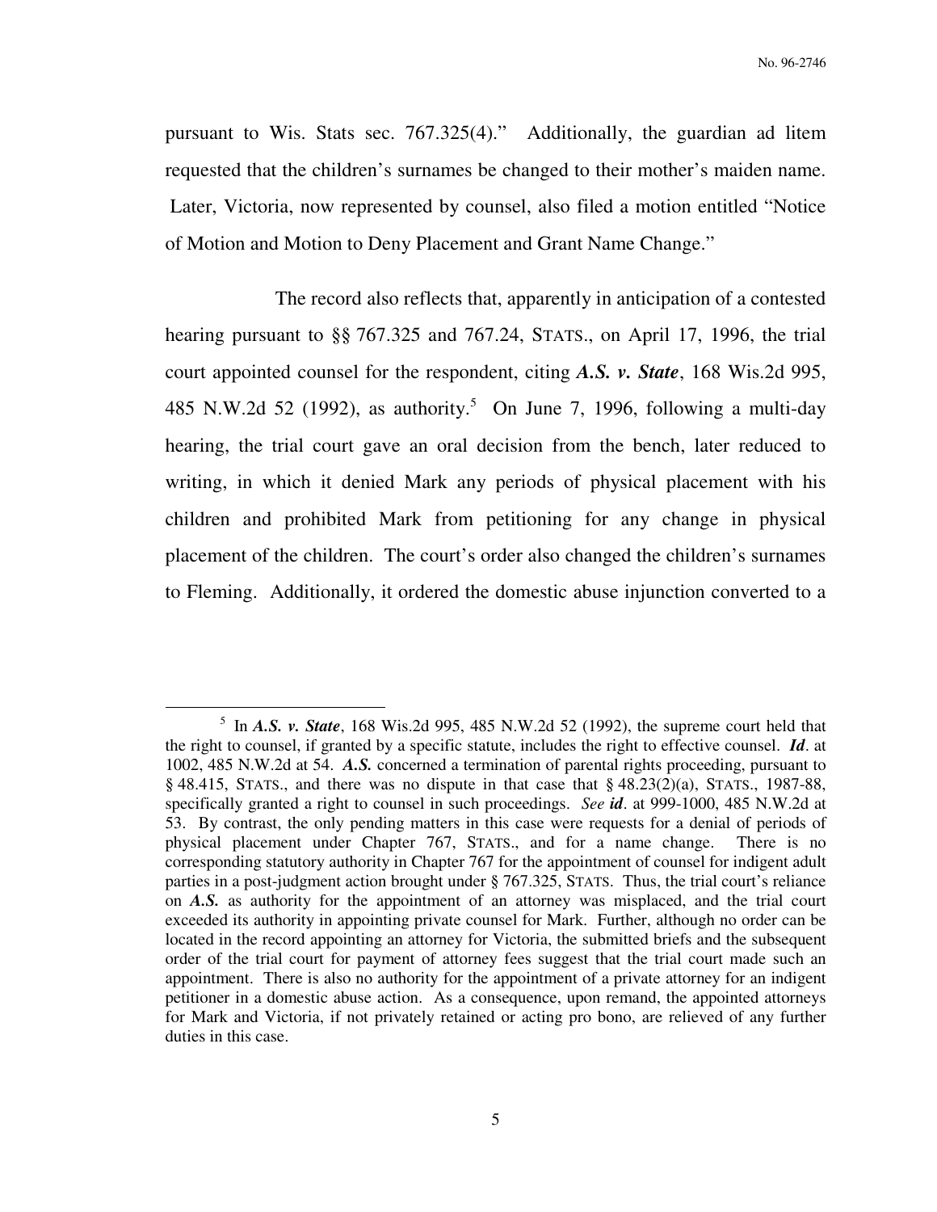pursuant to Wis. Stats sec. 767.325(4)." Additionally, the guardian ad litem requested that the children's surnames be changed to their mother's maiden name. Later, Victoria, now represented by counsel, also filed a motion entitled "Notice of Motion and Motion to Deny Placement and Grant Name Change."

The record also reflects that, apparently in anticipation of a contested hearing pursuant to §§ 767.325 and 767.24, STATS., on April 17, 1996, the trial court appointed counsel for the respondent, citing ***A.S. v. State***, 168 Wis.2d 995, 485 N.W.2d 52 (1992), as authority.[5] On June 7, 1996, following a multi-day hearing, the trial court gave an oral decision from the bench, later reduced to writing, in which it denied Mark any periods of physical placement with his children and prohibited Mark from petitioning for any change in physical placement of the children. The court's order also changed the children's surnames to Fleming. Additionally, it ordered the domestic abuse injunction converted to a

---

[5] In ***A.S. v. State***, 168 Wis.2d 995, 485 N.W.2d 52 (1992), the supreme court held that the right to counsel, if granted by a specific statute, includes the right to effective counsel. ***Id***. at 1002, 485 N.W.2d at 54. ***A.S.*** concerned a termination of parental rights proceeding, pursuant to § 48.415, STATS., and there was no dispute in that case that § 48.23(2)(a), STATS., 1987-88, specifically granted a right to counsel in such proceedings. *See* ***id***. at 999-1000, 485 N.W.2d at 53. By contrast, the only pending matters in this case were requests for a denial of periods of physical placement under Chapter 767, STATS., and for a name change. There is no corresponding statutory authority in Chapter 767 for the appointment of counsel for indigent adult parties in a post-judgment action brought under § 767.325, STATS. Thus, the trial court's reliance on ***A.S.*** as authority for the appointment of an attorney was misplaced, and the trial court exceeded its authority in appointing private counsel for Mark. Further, although no order can be located in the record appointing an attorney for Victoria, the submitted briefs and the subsequent order of the trial court for payment of attorney fees suggest that the trial court made such an appointment. There is also no authority for the appointment of a private attorney for an indigent petitioner in a domestic abuse action. As a consequence, upon remand, the appointed attorneys for Mark and Victoria, if not privately retained or acting pro bono, are relieved of any further duties in this case.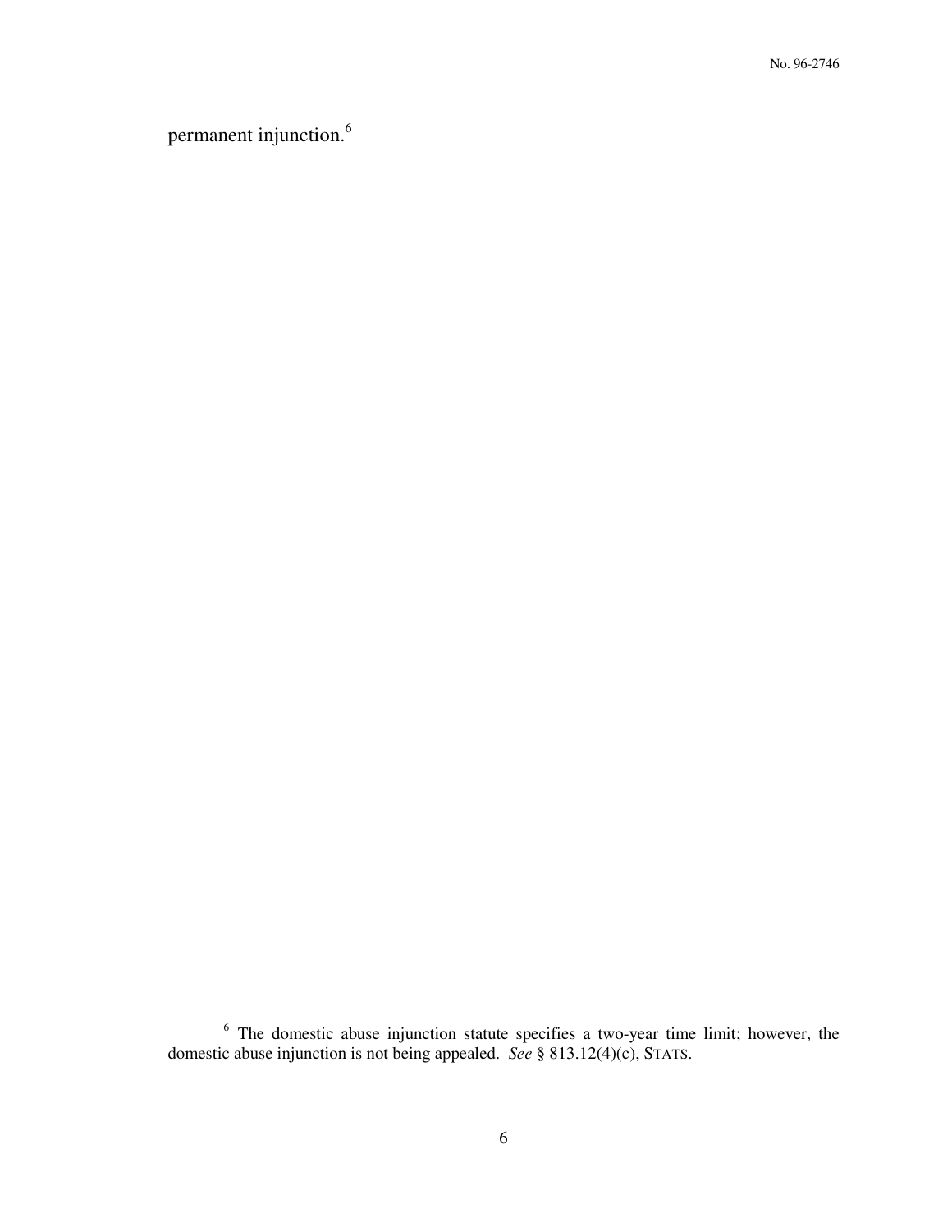permanent injunction.[6]

[6] The domestic abuse injunction statute specifies a two-year time limit; however, the domestic abuse injunction is not being appealed. *See* § 813.12(4)(c), STATS.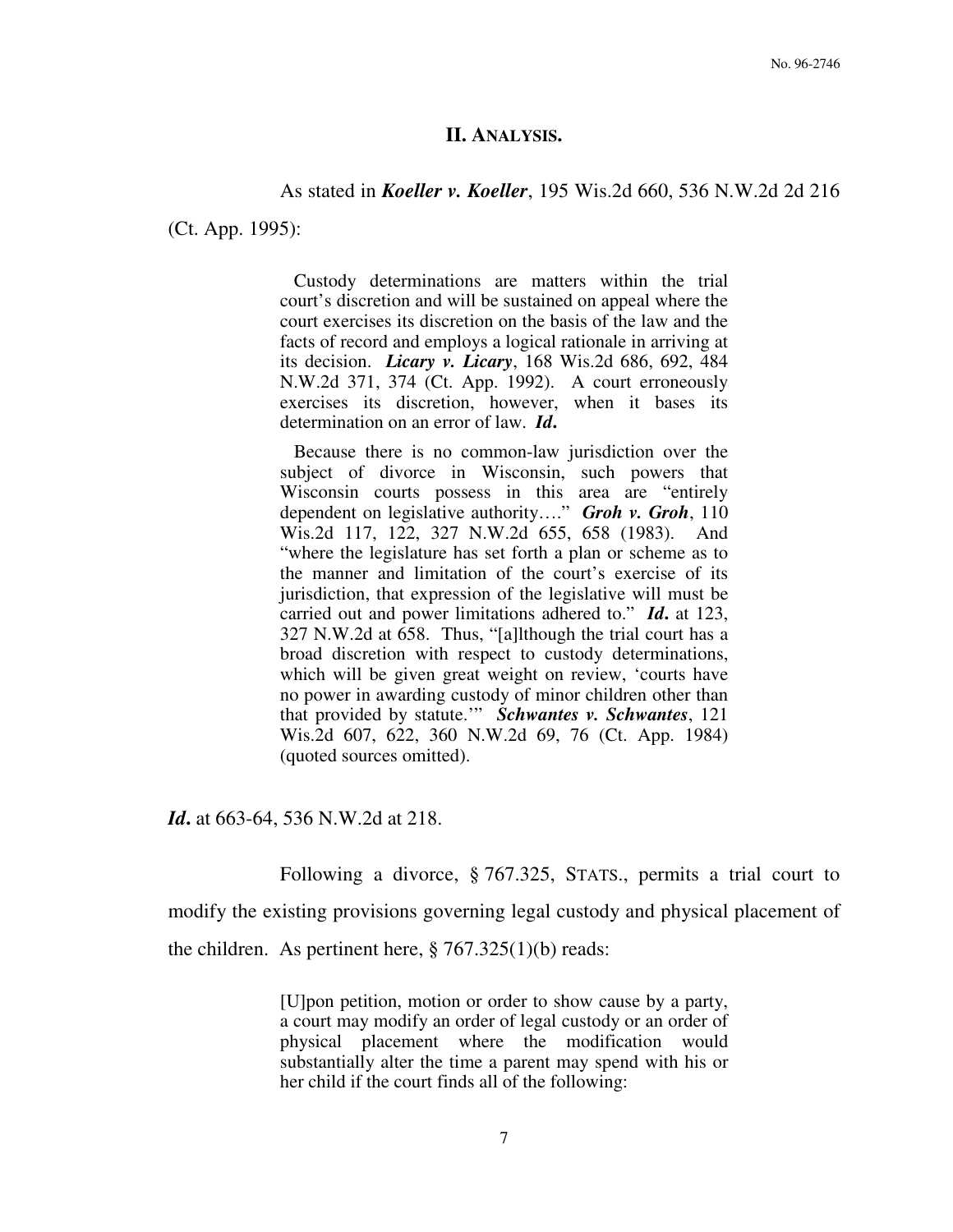## II. ANALYSIS.

As stated in ***Koeller v. Koeller***, 195 Wis.2d 660, 536 N.W.2d 2d 216 (Ct. App. 1995):

> Custody determinations are matters within the trial court's discretion and will be sustained on appeal where the court exercises its discretion on the basis of the law and the facts of record and employs a logical rationale in arriving at its decision. ***Licary v. Licary***, 168 Wis.2d 686, 692, 484 N.W.2d 371, 374 (Ct. App. 1992). A court erroneously exercises its discretion, however, when it bases its determination on an error of law. ***Id.***
>
> Because there is no common-law jurisdiction over the subject of divorce in Wisconsin, such powers that Wisconsin courts possess in this area are "entirely dependent on legislative authority…." ***Groh v. Groh***, 110 Wis.2d 117, 122, 327 N.W.2d 655, 658 (1983). And "where the legislature has set forth a plan or scheme as to the manner and limitation of the court's exercise of its jurisdiction, that expression of the legislative will must be carried out and power limitations adhered to." ***Id.*** at 123, 327 N.W.2d at 658. Thus, "[a]lthough the trial court has a broad discretion with respect to custody determinations, which will be given great weight on review, 'courts have no power in awarding custody of minor children other than that provided by statute.'" ***Schwantes v. Schwantes***, 121 Wis.2d 607, 622, 360 N.W.2d 69, 76 (Ct. App. 1984) (quoted sources omitted).

***Id.*** at 663-64, 536 N.W.2d at 218.

Following a divorce, § 767.325, STATS., permits a trial court to modify the existing provisions governing legal custody and physical placement of the children. As pertinent here, § 767.325(1)(b) reads:

> [U]pon petition, motion or order to show cause by a party, a court may modify an order of legal custody or an order of physical placement where the modification would substantially alter the time a parent may spend with his or her child if the court finds all of the following: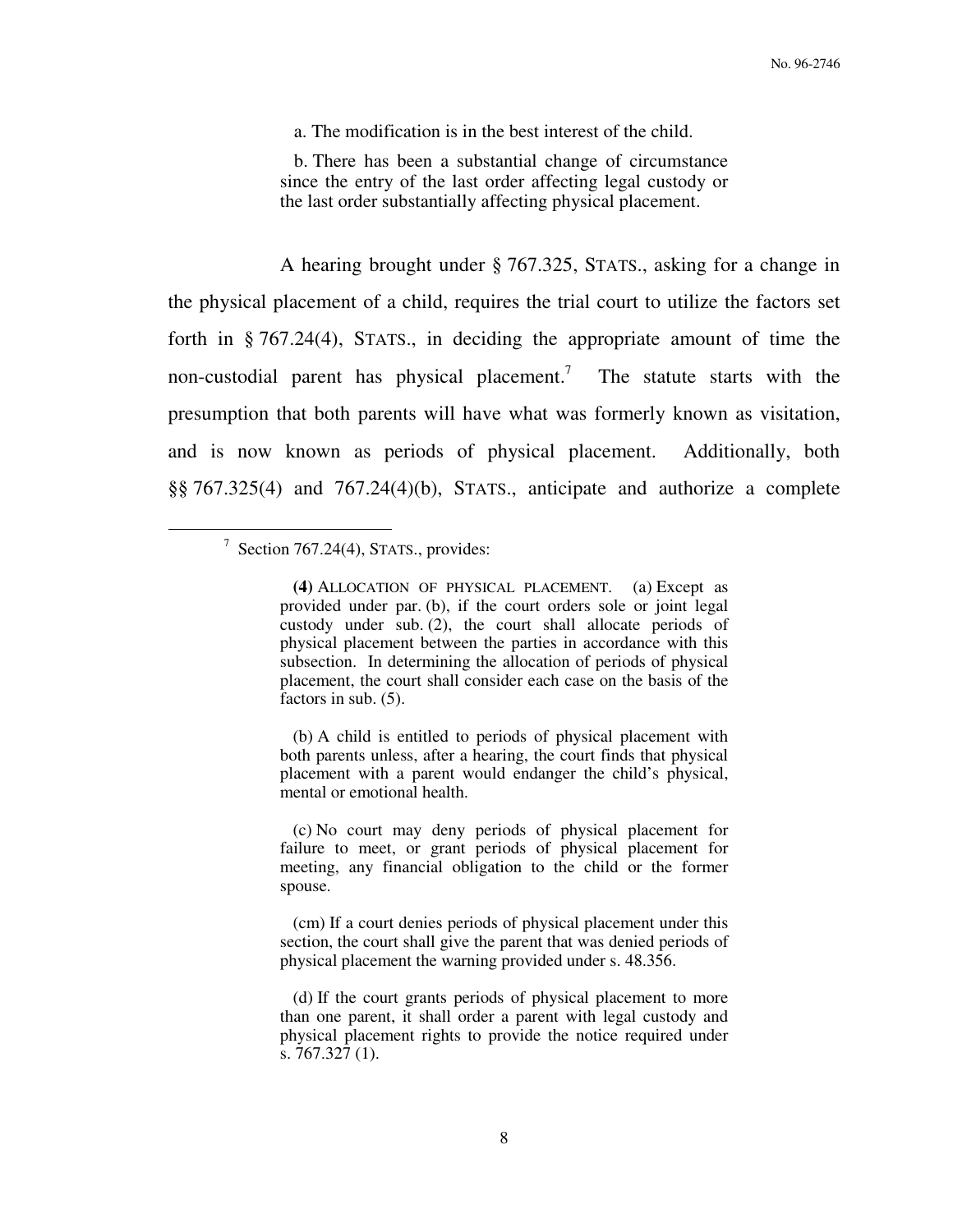> a. The modification is in the best interest of the child.
>
> b. There has been a substantial change of circumstance since the entry of the last order affecting legal custody or the last order substantially affecting physical placement.

A hearing brought under § 767.325, STATS., asking for a change in the physical placement of a child, requires the trial court to utilize the factors set forth in § 767.24(4), STATS., in deciding the appropriate amount of time the non-custodial parent has physical placement.[7] The statute starts with the presumption that both parents will have what was formerly known as visitation, and is now known as periods of physical placement. Additionally, both §§ 767.325(4) and 767.24(4)(b), STATS., anticipate and authorize a complete

---

[7] Section 767.24(4), STATS., provides:

> **(4)** ALLOCATION OF PHYSICAL PLACEMENT. (a) Except as provided under par. (b), if the court orders sole or joint legal custody under sub. (2), the court shall allocate periods of physical placement between the parties in accordance with this subsection. In determining the allocation of periods of physical placement, the court shall consider each case on the basis of the factors in sub. (5).
>
> (b) A child is entitled to periods of physical placement with both parents unless, after a hearing, the court finds that physical placement with a parent would endanger the child's physical, mental or emotional health.
>
> (c) No court may deny periods of physical placement for failure to meet, or grant periods of physical placement for meeting, any financial obligation to the child or the former spouse.
>
> (cm) If a court denies periods of physical placement under this section, the court shall give the parent that was denied periods of physical placement the warning provided under s. 48.356.
>
> (d) If the court grants periods of physical placement to more than one parent, it shall order a parent with legal custody and physical placement rights to provide the notice required under s. 767.327 (1).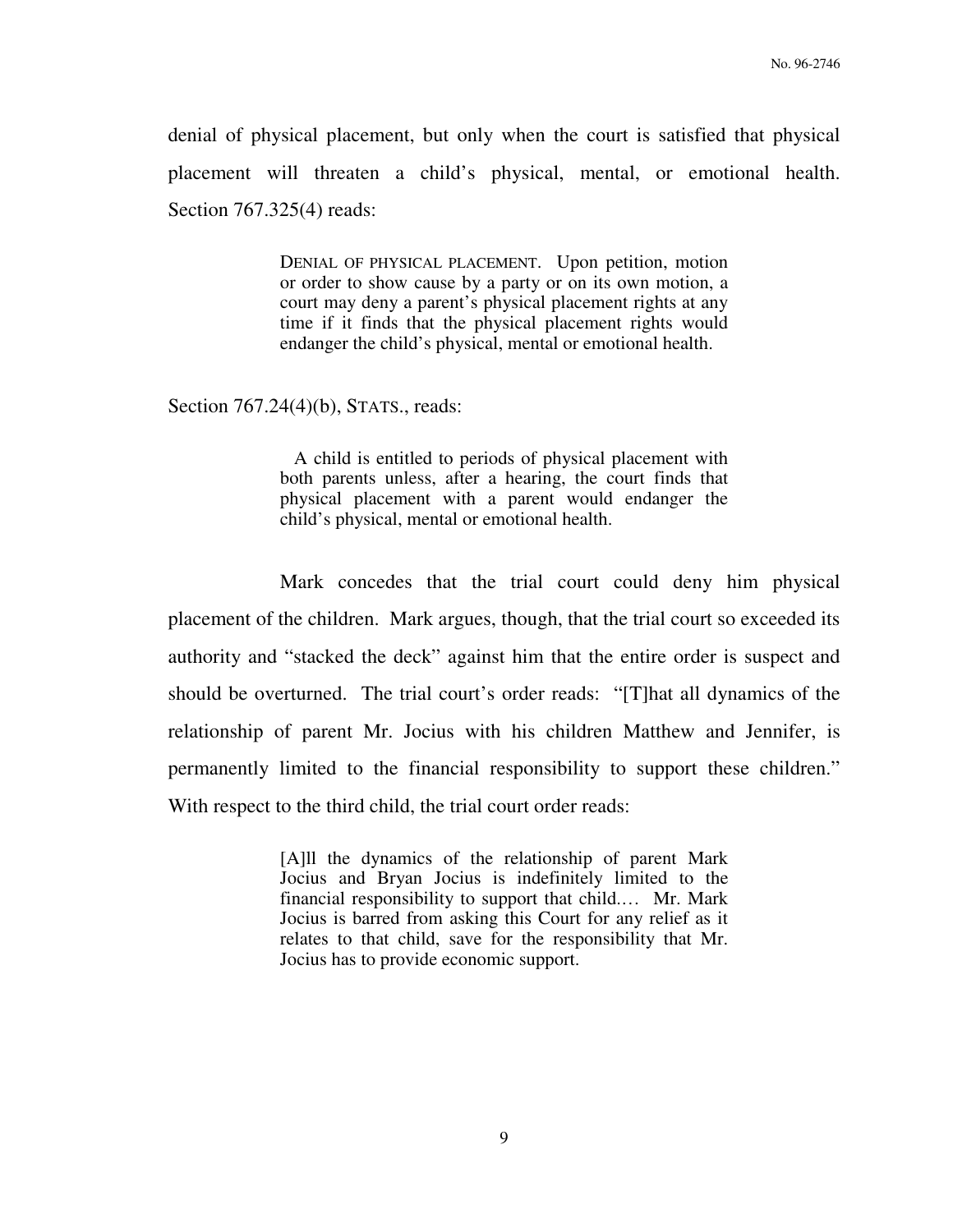denial of physical placement, but only when the court is satisfied that physical placement will threaten a child's physical, mental, or emotional health. Section 767.325(4) reads:

> DENIAL OF PHYSICAL PLACEMENT. Upon petition, motion or order to show cause by a party or on its own motion, a court may deny a parent's physical placement rights at any time if it finds that the physical placement rights would endanger the child's physical, mental or emotional health.

Section 767.24(4)(b), STATS., reads:

> A child is entitled to periods of physical placement with both parents unless, after a hearing, the court finds that physical placement with a parent would endanger the child's physical, mental or emotional health.

Mark concedes that the trial court could deny him physical placement of the children. Mark argues, though, that the trial court so exceeded its authority and "stacked the deck" against him that the entire order is suspect and should be overturned. The trial court's order reads: "[T]hat all dynamics of the relationship of parent Mr. Jocius with his children Matthew and Jennifer, is permanently limited to the financial responsibility to support these children." With respect to the third child, the trial court order reads:

> [A]ll the dynamics of the relationship of parent Mark Jocius and Bryan Jocius is indefinitely limited to the financial responsibility to support that child.… Mr. Mark Jocius is barred from asking this Court for any relief as it relates to that child, save for the responsibility that Mr. Jocius has to provide economic support.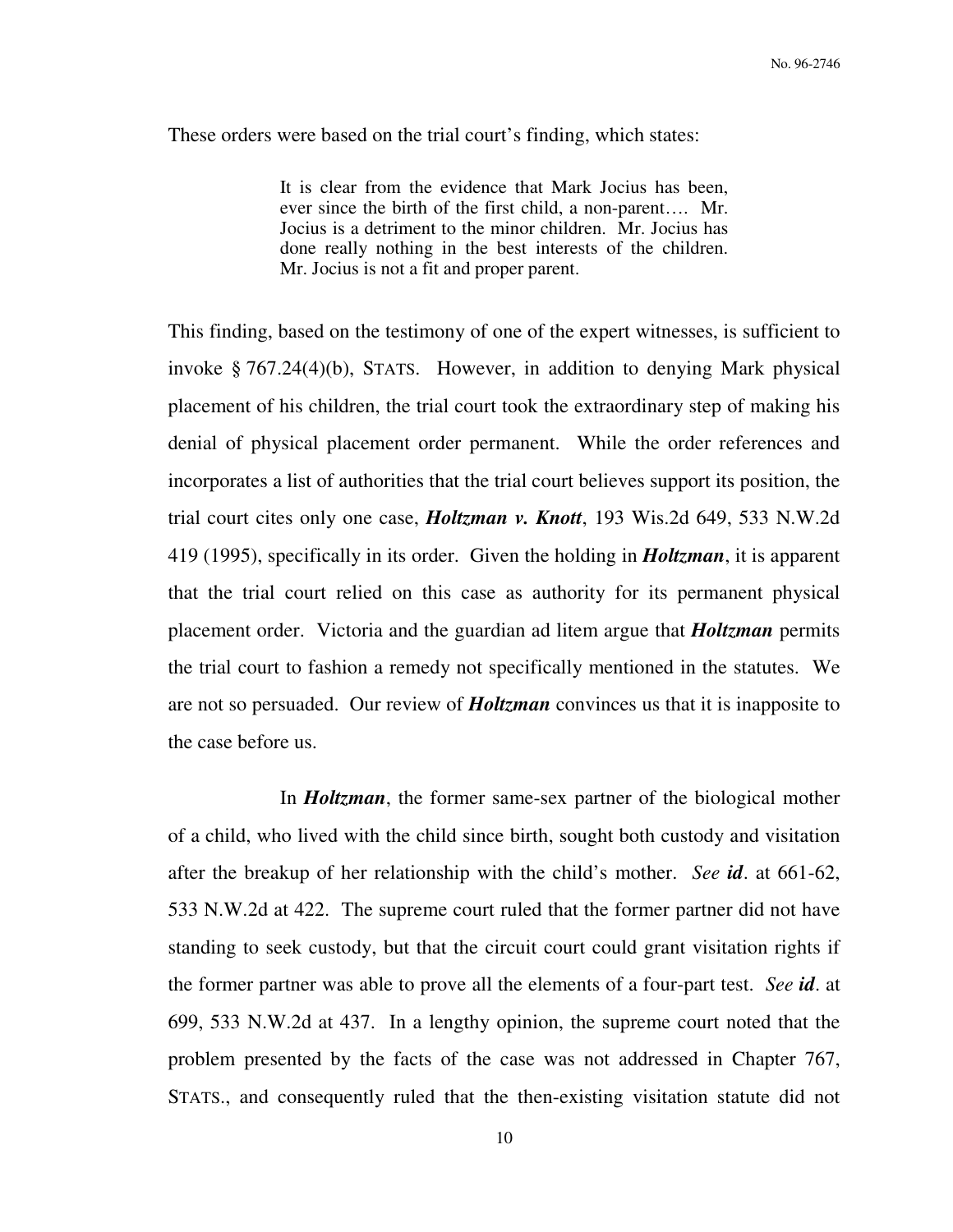These orders were based on the trial court's finding, which states:

> It is clear from the evidence that Mark Jocius has been, ever since the birth of the first child, a non-parent…. Mr. Jocius is a detriment to the minor children. Mr. Jocius has done really nothing in the best interests of the children. Mr. Jocius is not a fit and proper parent.

This finding, based on the testimony of one of the expert witnesses, is sufficient to invoke § 767.24(4)(b), STATS. However, in addition to denying Mark physical placement of his children, the trial court took the extraordinary step of making his denial of physical placement order permanent. While the order references and incorporates a list of authorities that the trial court believes support its position, the trial court cites only one case, ***Holtzman v. Knott***, 193 Wis.2d 649, 533 N.W.2d 419 (1995), specifically in its order. Given the holding in ***Holtzman***, it is apparent that the trial court relied on this case as authority for its permanent physical placement order. Victoria and the guardian ad litem argue that ***Holtzman*** permits the trial court to fashion a remedy not specifically mentioned in the statutes. We are not so persuaded. Our review of ***Holtzman*** convinces us that it is inapposite to the case before us.

In ***Holtzman***, the former same-sex partner of the biological mother of a child, who lived with the child since birth, sought both custody and visitation after the breakup of her relationship with the child's mother. *See **id**.* at 661-62, 533 N.W.2d at 422. The supreme court ruled that the former partner did not have standing to seek custody, but that the circuit court could grant visitation rights if the former partner was able to prove all the elements of a four-part test. *See **id**.* at 699, 533 N.W.2d at 437. In a lengthy opinion, the supreme court noted that the problem presented by the facts of the case was not addressed in Chapter 767, STATS., and consequently ruled that the then-existing visitation statute did not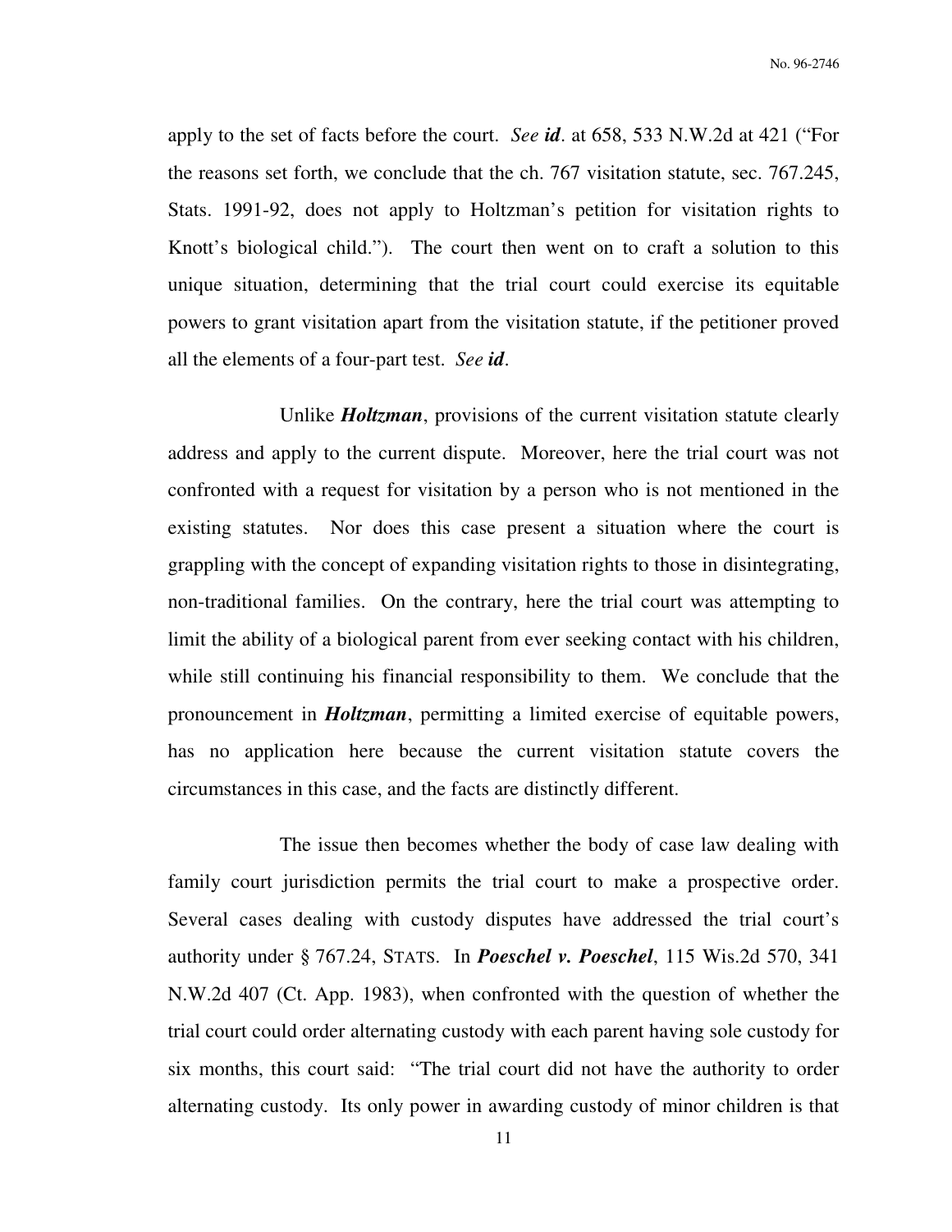apply to the set of facts before the court. *See **id***. at 658, 533 N.W.2d at 421 ("For the reasons set forth, we conclude that the ch. 767 visitation statute, sec. 767.245, Stats. 1991-92, does not apply to Holtzman's petition for visitation rights to Knott's biological child."). The court then went on to craft a solution to this unique situation, determining that the trial court could exercise its equitable powers to grant visitation apart from the visitation statute, if the petitioner proved all the elements of a four-part test. *See **id***.

Unlike ***Holtzman***, provisions of the current visitation statute clearly address and apply to the current dispute. Moreover, here the trial court was not confronted with a request for visitation by a person who is not mentioned in the existing statutes. Nor does this case present a situation where the court is grappling with the concept of expanding visitation rights to those in disintegrating, non-traditional families. On the contrary, here the trial court was attempting to limit the ability of a biological parent from ever seeking contact with his children, while still continuing his financial responsibility to them. We conclude that the pronouncement in ***Holtzman***, permitting a limited exercise of equitable powers, has no application here because the current visitation statute covers the circumstances in this case, and the facts are distinctly different.

The issue then becomes whether the body of case law dealing with family court jurisdiction permits the trial court to make a prospective order. Several cases dealing with custody disputes have addressed the trial court's authority under § 767.24, STATS. In ***Poeschel v. Poeschel***, 115 Wis.2d 570, 341 N.W.2d 407 (Ct. App. 1983), when confronted with the question of whether the trial court could order alternating custody with each parent having sole custody for six months, this court said: "The trial court did not have the authority to order alternating custody. Its only power in awarding custody of minor children is that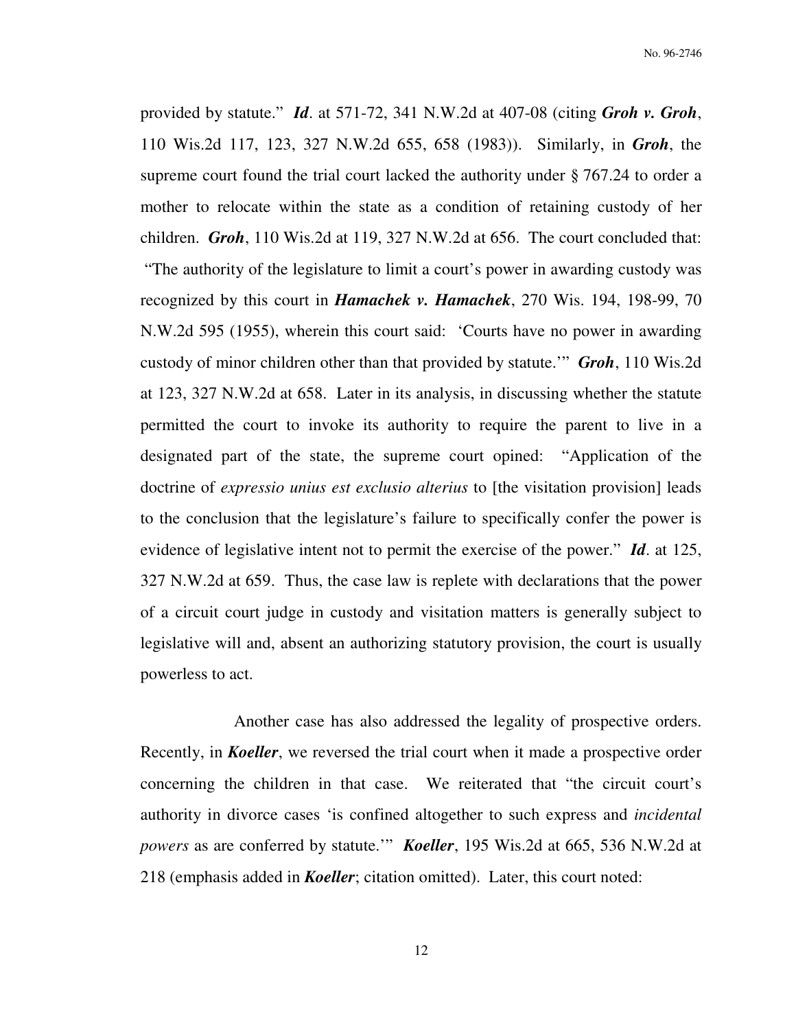provided by statute." ***Id***. at 571-72, 341 N.W.2d at 407-08 (citing ***Groh v. Groh***, 110 Wis.2d 117, 123, 327 N.W.2d 655, 658 (1983)). Similarly, in ***Groh***, the supreme court found the trial court lacked the authority under § 767.24 to order a mother to relocate within the state as a condition of retaining custody of her children. ***Groh***, 110 Wis.2d at 119, 327 N.W.2d at 656. The court concluded that: "The authority of the legislature to limit a court's power in awarding custody was recognized by this court in ***Hamachek v. Hamachek***, 270 Wis. 194, 198-99, 70 N.W.2d 595 (1955), wherein this court said: 'Courts have no power in awarding custody of minor children other than that provided by statute.'" ***Groh***, 110 Wis.2d at 123, 327 N.W.2d at 658. Later in its analysis, in discussing whether the statute permitted the court to invoke its authority to require the parent to live in a designated part of the state, the supreme court opined: "Application of the doctrine of *expressio unius est exclusio alterius* to [the visitation provision] leads to the conclusion that the legislature's failure to specifically confer the power is evidence of legislative intent not to permit the exercise of the power." ***Id***. at 125, 327 N.W.2d at 659. Thus, the case law is replete with declarations that the power of a circuit court judge in custody and visitation matters is generally subject to legislative will and, absent an authorizing statutory provision, the court is usually powerless to act.

Another case has also addressed the legality of prospective orders. Recently, in ***Koeller***, we reversed the trial court when it made a prospective order concerning the children in that case. We reiterated that "the circuit court's authority in divorce cases 'is confined altogether to such express and *incidental powers* as are conferred by statute.'" ***Koeller***, 195 Wis.2d at 665, 536 N.W.2d at 218 (emphasis added in ***Koeller***; citation omitted). Later, this court noted: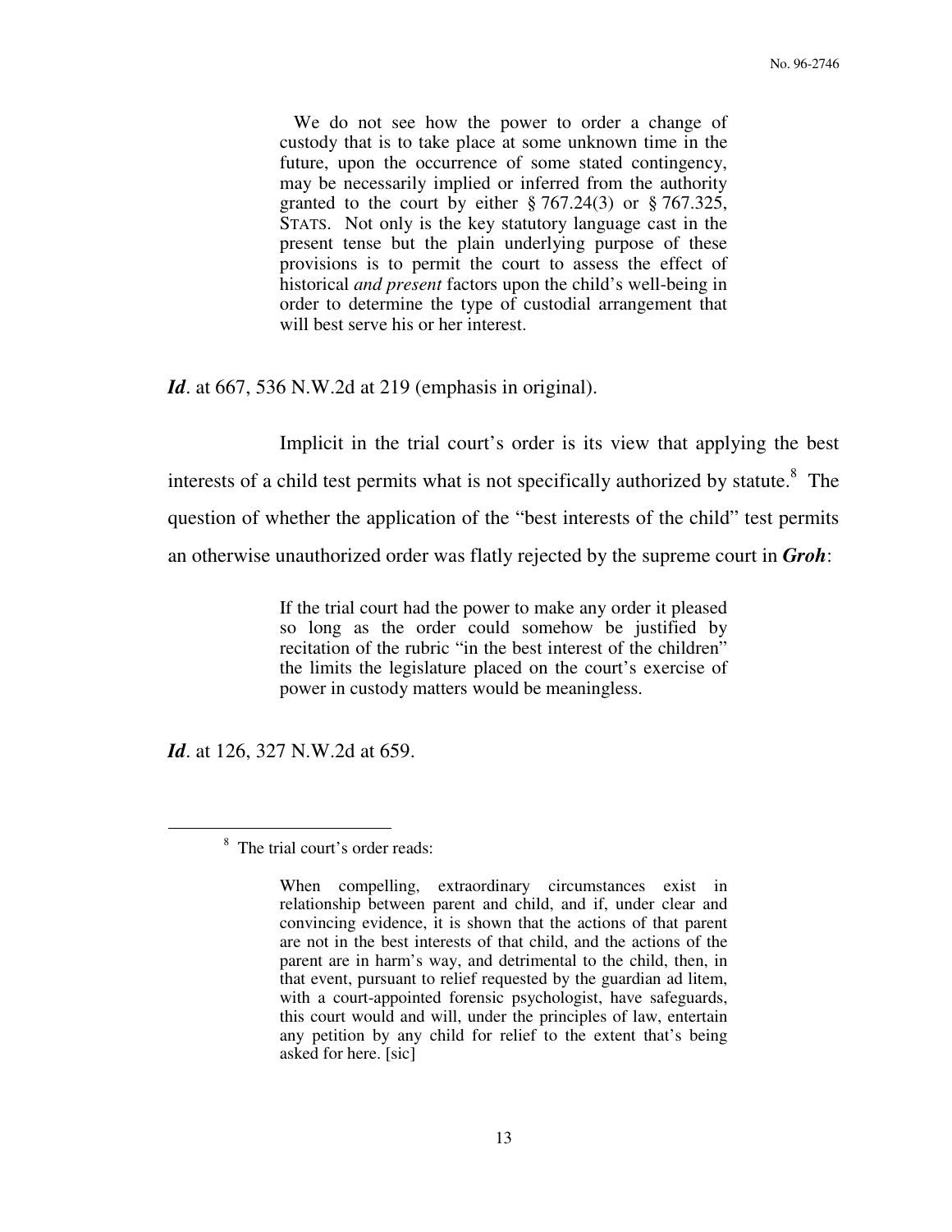> We do not see how the power to order a change of custody that is to take place at some unknown time in the future, upon the occurrence of some stated contingency, may be necessarily implied or inferred from the authority granted to the court by either § 767.24(3) or § 767.325, STATS. Not only is the key statutory language cast in the present tense but the plain underlying purpose of these provisions is to permit the court to assess the effect of historical *and present* factors upon the child's well-being in order to determine the type of custodial arrangement that will best serve his or her interest.

***Id***. at 667, 536 N.W.2d at 219 (emphasis in original).

Implicit in the trial court's order is its view that applying the best interests of a child test permits what is not specifically authorized by statute.[8] The question of whether the application of the "best interests of the child" test permits an otherwise unauthorized order was flatly rejected by the supreme court in ***Groh***:

> If the trial court had the power to make any order it pleased so long as the order could somehow be justified by recitation of the rubric "in the best interest of the children" the limits the legislature placed on the court's exercise of power in custody matters would be meaningless.

***Id***. at 126, 327 N.W.2d at 659.

---

[8] The trial court's order reads:

> When compelling, extraordinary circumstances exist in relationship between parent and child, and if, under clear and convincing evidence, it is shown that the actions of that parent are not in the best interests of that child, and the actions of the parent are in harm's way, and detrimental to the child, then, in that event, pursuant to relief requested by the guardian ad litem, with a court-appointed forensic psychologist, have safeguards, this court would and will, under the principles of law, entertain any petition by any child for relief to the extent that's being asked for here. [sic]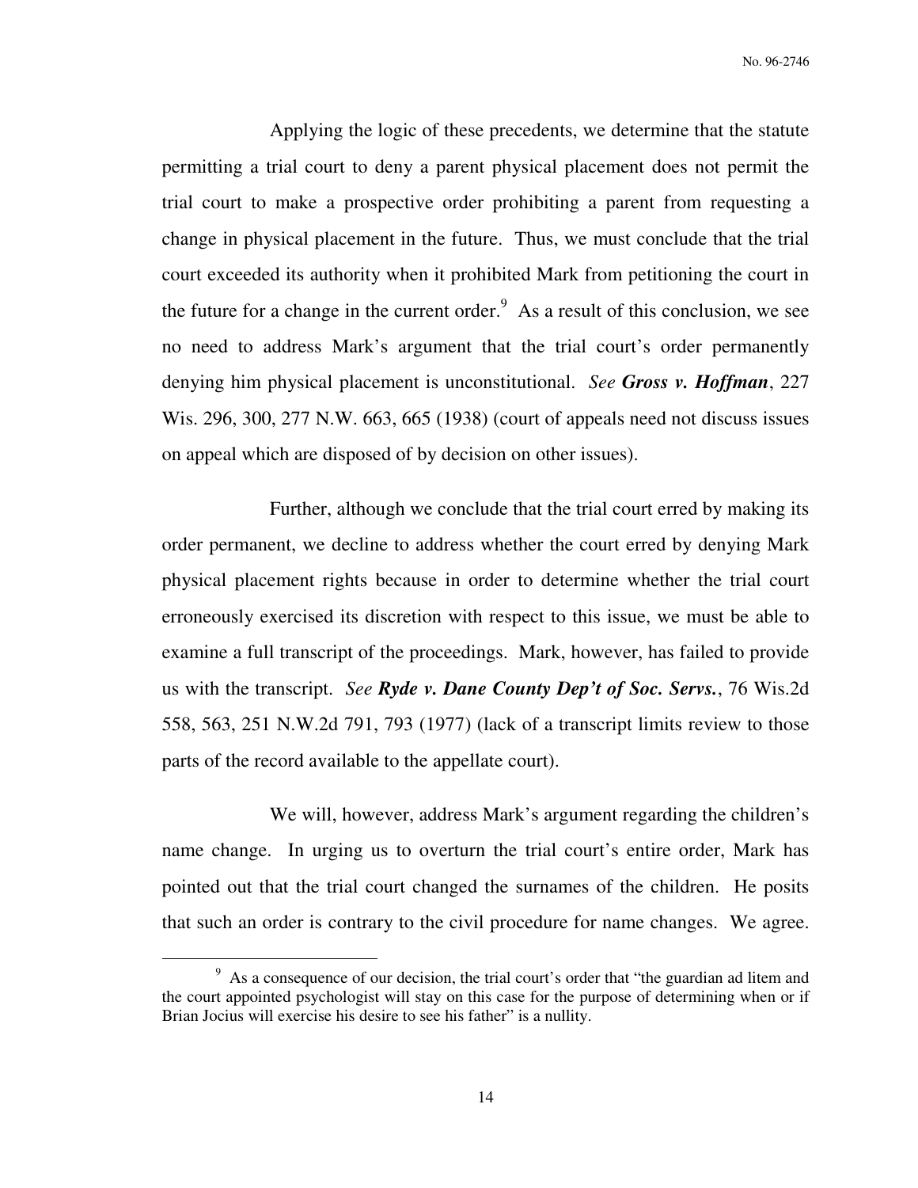Applying the logic of these precedents, we determine that the statute permitting a trial court to deny a parent physical placement does not permit the trial court to make a prospective order prohibiting a parent from requesting a change in physical placement in the future. Thus, we must conclude that the trial court exceeded its authority when it prohibited Mark from petitioning the court in the future for a change in the current order.[9] As a result of this conclusion, we see no need to address Mark's argument that the trial court's order permanently denying him physical placement is unconstitutional. *See* ***Gross v. Hoffman***, 227 Wis. 296, 300, 277 N.W. 663, 665 (1938) (court of appeals need not discuss issues on appeal which are disposed of by decision on other issues).

Further, although we conclude that the trial court erred by making its order permanent, we decline to address whether the court erred by denying Mark physical placement rights because in order to determine whether the trial court erroneously exercised its discretion with respect to this issue, we must be able to examine a full transcript of the proceedings. Mark, however, has failed to provide us with the transcript. *See* ***Ryde v. Dane County Dep't of Soc. Servs.***, 76 Wis.2d 558, 563, 251 N.W.2d 791, 793 (1977) (lack of a transcript limits review to those parts of the record available to the appellate court).

We will, however, address Mark's argument regarding the children's name change. In urging us to overturn the trial court's entire order, Mark has pointed out that the trial court changed the surnames of the children. He posits that such an order is contrary to the civil procedure for name changes. We agree.

---

[9] As a consequence of our decision, the trial court's order that "the guardian ad litem and the court appointed psychologist will stay on this case for the purpose of determining when or if Brian Jocius will exercise his desire to see his father" is a nullity.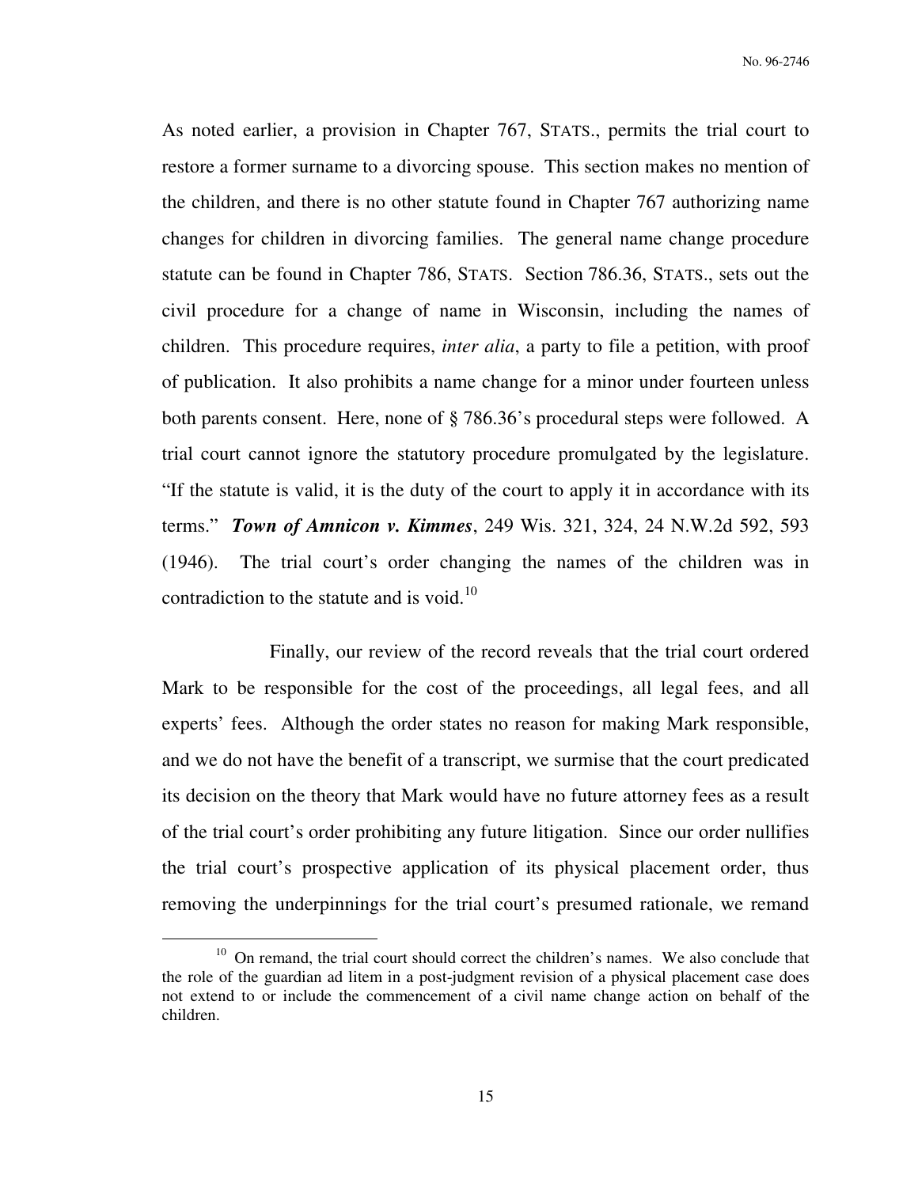As noted earlier, a provision in Chapter 767, STATS., permits the trial court to restore a former surname to a divorcing spouse. This section makes no mention of the children, and there is no other statute found in Chapter 767 authorizing name changes for children in divorcing families. The general name change procedure statute can be found in Chapter 786, STATS. Section 786.36, STATS., sets out the civil procedure for a change of name in Wisconsin, including the names of children. This procedure requires, *inter alia*, a party to file a petition, with proof of publication. It also prohibits a name change for a minor under fourteen unless both parents consent. Here, none of § 786.36's procedural steps were followed. A trial court cannot ignore the statutory procedure promulgated by the legislature. "If the statute is valid, it is the duty of the court to apply it in accordance with its terms." ***Town of Amnicon v. Kimmes***, 249 Wis. 321, 324, 24 N.W.2d 592, 593 (1946). The trial court's order changing the names of the children was in contradiction to the statute and is void.[10]

Finally, our review of the record reveals that the trial court ordered Mark to be responsible for the cost of the proceedings, all legal fees, and all experts' fees. Although the order states no reason for making Mark responsible, and we do not have the benefit of a transcript, we surmise that the court predicated its decision on the theory that Mark would have no future attorney fees as a result of the trial court's order prohibiting any future litigation. Since our order nullifies the trial court's prospective application of its physical placement order, thus removing the underpinnings for the trial court's presumed rationale, we remand

---

[10] On remand, the trial court should correct the children's names. We also conclude that the role of the guardian ad litem in a post-judgment revision of a physical placement case does not extend to or include the commencement of a civil name change action on behalf of the children.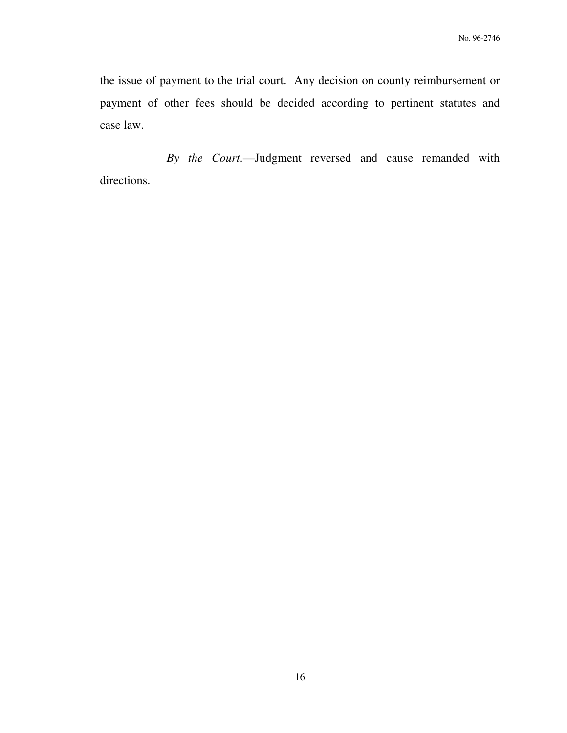the issue of payment to the trial court. Any decision on county reimbursement or payment of other fees should be decided according to pertinent statutes and case law.

*By the Court*.—Judgment reversed and cause remanded with directions.